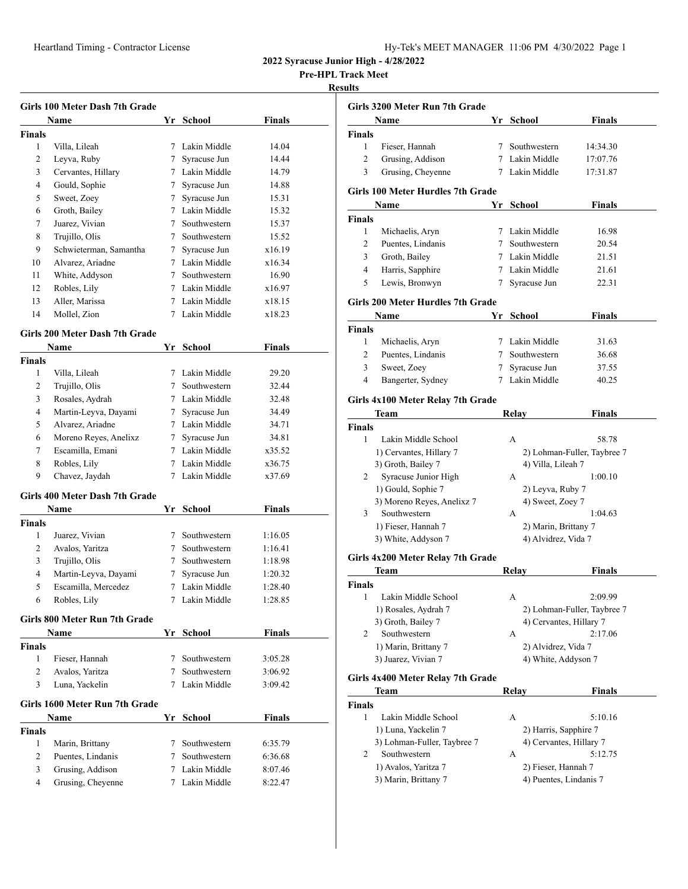**2022 Syracuse Junior High - 4/28/2022**

**Pre-HPL Track Meet**

**Results**

### Girls 100 Meter Dash 7th Grade

| | Name | Yr | School | Finals |
|---|---|---|---|---|
| **Finals** | | | | |
| 1 | Villa, Lileah | 7 | Lakin Middle | 14.04 |
| 2 | Leyva, Ruby | 7 | Syracuse Jun | 14.44 |
| 3 | Cervantes, Hillary | 7 | Lakin Middle | 14.79 |
| 4 | Gould, Sophie | 7 | Syracuse Jun | 14.88 |
| 5 | Sweet, Zoey | 7 | Syracuse Jun | 15.31 |
| 6 | Groth, Bailey | 7 | Lakin Middle | 15.32 |
| 7 | Juarez, Vivian | 7 | Southwestern | 15.37 |
| 8 | Trujillo, Olis | 7 | Southwestern | 15.52 |
| 9 | Schwieterman, Samantha | 7 | Syracuse Jun | x16.19 |
| 10 | Alvarez, Ariadne | 7 | Lakin Middle | x16.34 |
| 11 | White, Addyson | 7 | Southwestern | 16.90 |
| 12 | Robles, Lily | 7 | Lakin Middle | x16.97 |
| 13 | Aller, Marissa | 7 | Lakin Middle | x18.15 |
| 14 | Mollel, Zion | 7 | Lakin Middle | x18.23 |

### Girls 200 Meter Dash 7th Grade

| | Name | Yr | School | Finals |
|---|---|---|---|---|
| **Finals** | | | | |
| 1 | Villa, Lileah | 7 | Lakin Middle | 29.20 |
| 2 | Trujillo, Olis | 7 | Southwestern | 32.44 |
| 3 | Rosales, Aydrah | 7 | Lakin Middle | 32.48 |
| 4 | Martin-Leyva, Dayami | 7 | Syracuse Jun | 34.49 |
| 5 | Alvarez, Ariadne | 7 | Lakin Middle | 34.71 |
| 6 | Moreno Reyes, Anelixz | 7 | Syracuse Jun | 34.81 |
| 7 | Escamilla, Emani | 7 | Lakin Middle | x35.52 |
| 8 | Robles, Lily | 7 | Lakin Middle | x36.75 |
| 9 | Chavez, Jaydah | 7 | Lakin Middle | x37.69 |

### Girls 400 Meter Dash 7th Grade

| | Name | Yr | School | Finals |
|---|---|---|---|---|
| **Finals** | | | | |
| 1 | Juarez, Vivian | 7 | Southwestern | 1:16.05 |
| 2 | Avalos, Yaritza | 7 | Southwestern | 1:16.41 |
| 3 | Trujillo, Olis | 7 | Southwestern | 1:18.98 |
| 4 | Martin-Leyva, Dayami | 7 | Syracuse Jun | 1:20.32 |
| 5 | Escamilla, Mercedez | 7 | Lakin Middle | 1:28.40 |
| 6 | Robles, Lily | 7 | Lakin Middle | 1:28.85 |

### Girls 800 Meter Run 7th Grade

| | Name | Yr | School | Finals |
|---|---|---|---|---|
| **Finals** | | | | |
| 1 | Fieser, Hannah | 7 | Southwestern | 3:05.28 |
| 2 | Avalos, Yaritza | 7 | Southwestern | 3:06.92 |
| 3 | Luna, Yackelin | 7 | Lakin Middle | 3:09.42 |

### Girls 1600 Meter Run 7th Grade

| | Name | Yr | School | Finals |
|---|---|---|---|---|
| **Finals** | | | | |
| 1 | Marin, Brittany | 7 | Southwestern | 6:35.79 |
| 2 | Puentes, Lindanis | 7 | Southwestern | 6:36.68 |
| 3 | Grusing, Addison | 7 | Lakin Middle | 8:07.46 |
| 4 | Grusing, Cheyenne | 7 | Lakin Middle | 8:22.47 |

### Girls 3200 Meter Run 7th Grade

| | Name | Yr | School | Finals |
|---|---|---|---|---|
| **Finals** | | | | |
| 1 | Fieser, Hannah | 7 | Southwestern | 14:34.30 |
| 2 | Grusing, Addison | 7 | Lakin Middle | 17:07.76 |
| 3 | Grusing, Cheyenne | 7 | Lakin Middle | 17:31.87 |

### Girls 100 Meter Hurdles 7th Grade

| | Name | Yr | School | Finals |
|---|---|---|---|---|
| **Finals** | | | | |
| 1 | Michaelis, Aryn | 7 | Lakin Middle | 16.98 |
| 2 | Puentes, Lindanis | 7 | Southwestern | 20.54 |
| 3 | Groth, Bailey | 7 | Lakin Middle | 21.51 |
| 4 | Harris, Sapphire | 7 | Lakin Middle | 21.61 |
| 5 | Lewis, Bronwyn | 7 | Syracuse Jun | 22.31 |

### Girls 200 Meter Hurdles 7th Grade

| | Name | Yr | School | Finals |
|---|---|---|---|---|
| **Finals** | | | | |
| 1 | Michaelis, Aryn | 7 | Lakin Middle | 31.63 |
| 2 | Puentes, Lindanis | 7 | Southwestern | 36.68 |
| 3 | Sweet, Zoey | 7 | Syracuse Jun | 37.55 |
| 4 | Bangerter, Sydney | 7 | Lakin Middle | 40.25 |

### Girls 4x100 Meter Relay 7th Grade

| | Team | Relay | Finals |
|---|---|---|---|
| **Finals** | | | |
| 1 | Lakin Middle School | A | 58.78 |
| | 1) Cervantes, Hillary 7 | 2) Lohman-Fuller, Taybree 7 | |
| | 3) Groth, Bailey 7 | 4) Villa, Lileah 7 | |
| 2 | Syracuse Junior High | A | 1:00.10 |
| | 1) Gould, Sophie 7 | 2) Leyva, Ruby 7 | |
| | 3) Moreno Reyes, Anelixz 7 | 4) Sweet, Zoey 7 | |
| 3 | Southwestern | A | 1:04.63 |
| | 1) Fieser, Hannah 7 | 2) Marin, Brittany 7 | |
| | 3) White, Addyson 7 | 4) Alvidrez, Vida 7 | |

### Girls 4x200 Meter Relay 7th Grade

| | Team | Relay | Finals |
|---|---|---|---|
| **Finals** | | | |
| 1 | Lakin Middle School | A | 2:09.99 |
| | 1) Rosales, Aydrah 7 | 2) Lohman-Fuller, Taybree 7 | |
| | 3) Groth, Bailey 7 | 4) Cervantes, Hillary 7 | |
| 2 | Southwestern | A | 2:17.06 |
| | 1) Marin, Brittany 7 | 2) Alvidrez, Vida 7 | |
| | 3) Juarez, Vivian 7 | 4) White, Addyson 7 | |

### Girls 4x400 Meter Relay 7th Grade

| | Team | Relay | Finals |
|---|---|---|---|
| **Finals** | | | |
| 1 | Lakin Middle School | A | 5:10.16 |
| | 1) Luna, Yackelin 7 | 2) Harris, Sapphire 7 | |
| | 3) Lohman-Fuller, Taybree 7 | 4) Cervantes, Hillary 7 | |
| 2 | Southwestern | A | 5:12.75 |
| | 1) Avalos, Yaritza 7 | 2) Fieser, Hannah 7 | |
| | 3) Marin, Brittany 7 | 4) Puentes, Lindanis 7 | |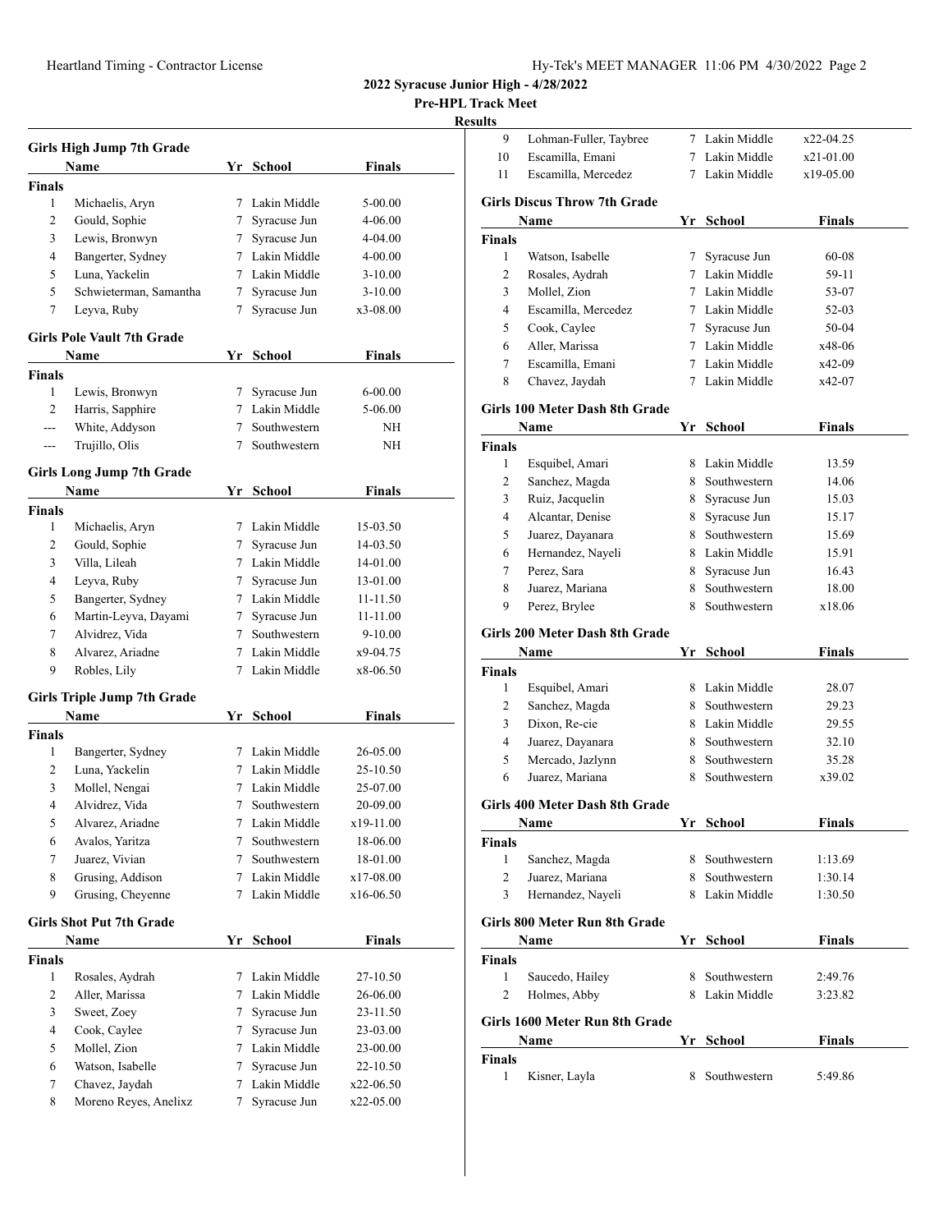## 2022 Syracuse Junior High - 4/28/2022

### Pre-HPL Track Meet

#### Results

### Girls High Jump 7th Grade

| | Name | Yr | School | Finals |
|---|---|---|---|---|
| **Finals** | | | | |
| 1 | Michaelis, Aryn | 7 | Lakin Middle | 5-00.00 |
| 2 | Gould, Sophie | 7 | Syracuse Jun | 4-06.00 |
| 3 | Lewis, Bronwyn | 7 | Syracuse Jun | 4-04.00 |
| 4 | Bangerter, Sydney | 7 | Lakin Middle | 4-00.00 |
| 5 | Luna, Yackelin | 7 | Lakin Middle | 3-10.00 |
| 5 | Schwieterman, Samantha | 7 | Syracuse Jun | 3-10.00 |
| 7 | Leyva, Ruby | 7 | Syracuse Jun | x3-08.00 |

### Girls Pole Vault 7th Grade

| | Name | Yr | School | Finals |
|---|---|---|---|---|
| **Finals** | | | | |
| 1 | Lewis, Bronwyn | 7 | Syracuse Jun | 6-00.00 |
| 2 | Harris, Sapphire | 7 | Lakin Middle | 5-06.00 |
| --- | White, Addyson | 7 | Southwestern | NH |
| --- | Trujillo, Olis | 7 | Southwestern | NH |

### Girls Long Jump 7th Grade

| | Name | Yr | School | Finals |
|---|---|---|---|---|
| **Finals** | | | | |
| 1 | Michaelis, Aryn | 7 | Lakin Middle | 15-03.50 |
| 2 | Gould, Sophie | 7 | Syracuse Jun | 14-03.50 |
| 3 | Villa, Lileah | 7 | Lakin Middle | 14-01.00 |
| 4 | Leyva, Ruby | 7 | Syracuse Jun | 13-01.00 |
| 5 | Bangerter, Sydney | 7 | Lakin Middle | 11-11.50 |
| 6 | Martin-Leyva, Dayami | 7 | Syracuse Jun | 11-11.00 |
| 7 | Alvidrez, Vida | 7 | Southwestern | 9-10.00 |
| 8 | Alvarez, Ariadne | 7 | Lakin Middle | x9-04.75 |
| 9 | Robles, Lily | 7 | Lakin Middle | x8-06.50 |

### Girls Triple Jump 7th Grade

| | Name | Yr | School | Finals |
|---|---|---|---|---|
| **Finals** | | | | |
| 1 | Bangerter, Sydney | 7 | Lakin Middle | 26-05.00 |
| 2 | Luna, Yackelin | 7 | Lakin Middle | 25-10.50 |
| 3 | Mollel, Nengai | 7 | Lakin Middle | 25-07.00 |
| 4 | Alvidrez, Vida | 7 | Southwestern | 20-09.00 |
| 5 | Alvarez, Ariadne | 7 | Lakin Middle | x19-11.00 |
| 6 | Avalos, Yaritza | 7 | Southwestern | 18-06.00 |
| 7 | Juarez, Vivian | 7 | Southwestern | 18-01.00 |
| 8 | Grusing, Addison | 7 | Lakin Middle | x17-08.00 |
| 9 | Grusing, Cheyenne | 7 | Lakin Middle | x16-06.50 |

### Girls Shot Put 7th Grade

| | Name | Yr | School | Finals |
|---|---|---|---|---|
| **Finals** | | | | |
| 1 | Rosales, Aydrah | 7 | Lakin Middle | 27-10.50 |
| 2 | Aller, Marissa | 7 | Lakin Middle | 26-06.00 |
| 3 | Sweet, Zoey | 7 | Syracuse Jun | 23-11.50 |
| 4 | Cook, Caylee | 7 | Syracuse Jun | 23-03.00 |
| 5 | Mollel, Zion | 7 | Lakin Middle | 23-00.00 |
| 6 | Watson, Isabelle | 7 | Syracuse Jun | 22-10.50 |
| 7 | Chavez, Jaydah | 7 | Lakin Middle | x22-06.50 |
| 8 | Moreno Reyes, Anelixz | 7 | Syracuse Jun | x22-05.00 |
| 9 | Lohman-Fuller, Taybree | 7 | Lakin Middle | x22-04.25 |
| 10 | Escamilla, Emani | 7 | Lakin Middle | x21-01.00 |
| 11 | Escamilla, Mercedez | 7 | Lakin Middle | x19-05.00 |

### Girls Discus Throw 7th Grade

| | Name | Yr | School | Finals |
|---|---|---|---|---|
| **Finals** | | | | |
| 1 | Watson, Isabelle | 7 | Syracuse Jun | 60-08 |
| 2 | Rosales, Aydrah | 7 | Lakin Middle | 59-11 |
| 3 | Mollel, Zion | 7 | Lakin Middle | 53-07 |
| 4 | Escamilla, Mercedez | 7 | Lakin Middle | 52-03 |
| 5 | Cook, Caylee | 7 | Syracuse Jun | 50-04 |
| 6 | Aller, Marissa | 7 | Lakin Middle | x48-06 |
| 7 | Escamilla, Emani | 7 | Lakin Middle | x42-09 |
| 8 | Chavez, Jaydah | 7 | Lakin Middle | x42-07 |

### Girls 100 Meter Dash 8th Grade

| | Name | Yr | School | Finals |
|---|---|---|---|---|
| **Finals** | | | | |
| 1 | Esquibel, Amari | 8 | Lakin Middle | 13.59 |
| 2 | Sanchez, Magda | 8 | Southwestern | 14.06 |
| 3 | Ruiz, Jacquelin | 8 | Syracuse Jun | 15.03 |
| 4 | Alcantar, Denise | 8 | Syracuse Jun | 15.17 |
| 5 | Juarez, Dayanara | 8 | Southwestern | 15.69 |
| 6 | Hernandez, Nayeli | 8 | Lakin Middle | 15.91 |
| 7 | Perez, Sara | 8 | Syracuse Jun | 16.43 |
| 8 | Juarez, Mariana | 8 | Southwestern | 18.00 |
| 9 | Perez, Brylee | 8 | Southwestern | x18.06 |

### Girls 200 Meter Dash 8th Grade

| | Name | Yr | School | Finals |
|---|---|---|---|---|
| **Finals** | | | | |
| 1 | Esquibel, Amari | 8 | Lakin Middle | 28.07 |
| 2 | Sanchez, Magda | 8 | Southwestern | 29.23 |
| 3 | Dixon, Re-cie | 8 | Lakin Middle | 29.55 |
| 4 | Juarez, Dayanara | 8 | Southwestern | 32.10 |
| 5 | Mercado, Jazlynn | 8 | Southwestern | 35.28 |
| 6 | Juarez, Mariana | 8 | Southwestern | x39.02 |

### Girls 400 Meter Dash 8th Grade

| | Name | Yr | School | Finals |
|---|---|---|---|---|
| **Finals** | | | | |
| 1 | Sanchez, Magda | 8 | Southwestern | 1:13.69 |
| 2 | Juarez, Mariana | 8 | Southwestern | 1:30.14 |
| 3 | Hernandez, Nayeli | 8 | Lakin Middle | 1:30.50 |

### Girls 800 Meter Run 8th Grade

| | Name | Yr | School | Finals |
|---|---|---|---|---|
| **Finals** | | | | |
| 1 | Saucedo, Hailey | 8 | Southwestern | 2:49.76 |
| 2 | Holmes, Abby | 8 | Lakin Middle | 3:23.82 |

### Girls 1600 Meter Run 8th Grade

| | Name | Yr | School | Finals |
|---|---|---|---|---|
| **Finals** | | | | |
| 1 | Kisner, Layla | 8 | Southwestern | 5:49.86 |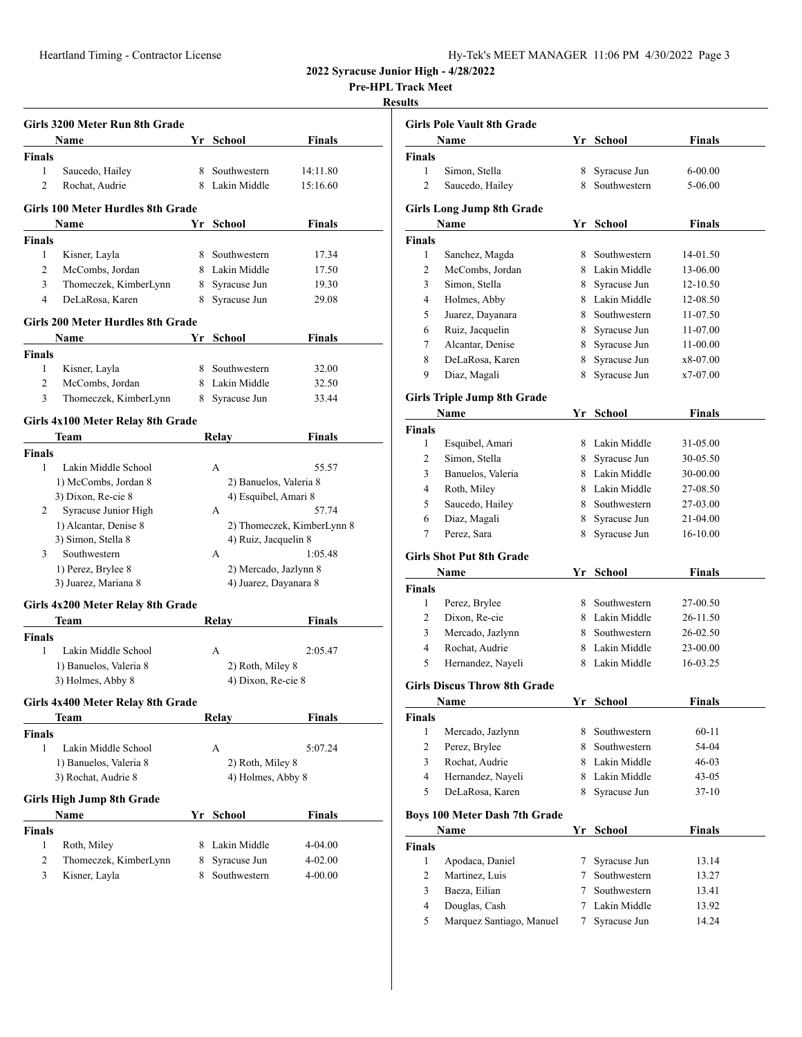**2022 Syracuse Junior High - 4/28/2022**

**Pre-HPL Track Meet**

**Results**

### Girls 3200 Meter Run 8th Grade

| | Name | Yr | School | Finals |
|---|---|---|---|---|
| **Finals** | | | | |
| 1 | Saucedo, Hailey | 8 | Southwestern | 14:11.80 |
| 2 | Rochat, Audrie | 8 | Lakin Middle | 15:16.60 |

### Girls 100 Meter Hurdles 8th Grade

| | Name | Yr | School | Finals |
|---|---|---|---|---|
| **Finals** | | | | |
| 1 | Kisner, Layla | 8 | Southwestern | 17.34 |
| 2 | McCombs, Jordan | 8 | Lakin Middle | 17.50 |
| 3 | Thomeczek, KimberLynn | 8 | Syracuse Jun | 19.30 |
| 4 | DeLaRosa, Karen | 8 | Syracuse Jun | 29.08 |

### Girls 200 Meter Hurdles 8th Grade

| | Name | Yr | School | Finals |
|---|---|---|---|---|
| **Finals** | | | | |
| 1 | Kisner, Layla | 8 | Southwestern | 32.00 |
| 2 | McCombs, Jordan | 8 | Lakin Middle | 32.50 |
| 3 | Thomeczek, KimberLynn | 8 | Syracuse Jun | 33.44 |

### Girls 4x100 Meter Relay 8th Grade

| | Team | Relay | Finals |
|---|---|---|---|
| **Finals** | | | |
| 1 | Lakin Middle School | A | 55.57 |
| | 1) McCombs, Jordan 8 | 2) Banuelos, Valeria 8 | |
| | 3) Dixon, Re-cie 8 | 4) Esquibel, Amari 8 | |
| 2 | Syracuse Junior High | A | 57.74 |
| | 1) Alcantar, Denise 8 | 2) Thomeczek, KimberLynn 8 | |
| | 3) Simon, Stella 8 | 4) Ruiz, Jacquelin 8 | |
| 3 | Southwestern | A | 1:05.48 |
| | 1) Perez, Brylee 8 | 2) Mercado, Jazlynn 8 | |
| | 3) Juarez, Mariana 8 | 4) Juarez, Dayanara 8 | |

### Girls 4x200 Meter Relay 8th Grade

| | Team | Relay | Finals |
|---|---|---|---|
| **Finals** | | | |
| 1 | Lakin Middle School | A | 2:05.47 |
| | 1) Banuelos, Valeria 8 | 2) Roth, Miley 8 | |
| | 3) Holmes, Abby 8 | 4) Dixon, Re-cie 8 | |

### Girls 4x400 Meter Relay 8th Grade

| | Team | Relay | Finals |
|---|---|---|---|
| **Finals** | | | |
| 1 | Lakin Middle School | A | 5:07.24 |
| | 1) Banuelos, Valeria 8 | 2) Roth, Miley 8 | |
| | 3) Rochat, Audrie 8 | 4) Holmes, Abby 8 | |

### Girls High Jump 8th Grade

| | Name | Yr | School | Finals |
|---|---|---|---|---|
| **Finals** | | | | |
| 1 | Roth, Miley | 8 | Lakin Middle | 4-04.00 |
| 2 | Thomeczek, KimberLynn | 8 | Syracuse Jun | 4-02.00 |
| 3 | Kisner, Layla | 8 | Southwestern | 4-00.00 |

### Girls Pole Vault 8th Grade

| | Name | Yr | School | Finals |
|---|---|---|---|---|
| **Finals** | | | | |
| 1 | Simon, Stella | 8 | Syracuse Jun | 6-00.00 |
| 2 | Saucedo, Hailey | 8 | Southwestern | 5-06.00 |

### Girls Long Jump 8th Grade

| | Name | Yr | School | Finals |
|---|---|---|---|---|
| **Finals** | | | | |
| 1 | Sanchez, Magda | 8 | Southwestern | 14-01.50 |
| 2 | McCombs, Jordan | 8 | Lakin Middle | 13-06.00 |
| 3 | Simon, Stella | 8 | Syracuse Jun | 12-10.50 |
| 4 | Holmes, Abby | 8 | Lakin Middle | 12-08.50 |
| 5 | Juarez, Dayanara | 8 | Southwestern | 11-07.50 |
| 6 | Ruiz, Jacquelin | 8 | Syracuse Jun | 11-07.00 |
| 7 | Alcantar, Denise | 8 | Syracuse Jun | 11-00.00 |
| 8 | DeLaRosa, Karen | 8 | Syracuse Jun | x8-07.00 |
| 9 | Diaz, Magali | 8 | Syracuse Jun | x7-07.00 |

### Girls Triple Jump 8th Grade

| | Name | Yr | School | Finals |
|---|---|---|---|---|
| **Finals** | | | | |
| 1 | Esquibel, Amari | 8 | Lakin Middle | 31-05.00 |
| 2 | Simon, Stella | 8 | Syracuse Jun | 30-05.50 |
| 3 | Banuelos, Valeria | 8 | Lakin Middle | 30-00.00 |
| 4 | Roth, Miley | 8 | Lakin Middle | 27-08.50 |
| 5 | Saucedo, Hailey | 8 | Southwestern | 27-03.00 |
| 6 | Diaz, Magali | 8 | Syracuse Jun | 21-04.00 |
| 7 | Perez, Sara | 8 | Syracuse Jun | 16-10.00 |

### Girls Shot Put 8th Grade

| | Name | Yr | School | Finals |
|---|---|---|---|---|
| **Finals** | | | | |
| 1 | Perez, Brylee | 8 | Southwestern | 27-00.50 |
| 2 | Dixon, Re-cie | 8 | Lakin Middle | 26-11.50 |
| 3 | Mercado, Jazlynn | 8 | Southwestern | 26-02.50 |
| 4 | Rochat, Audrie | 8 | Lakin Middle | 23-00.00 |
| 5 | Hernandez, Nayeli | 8 | Lakin Middle | 16-03.25 |

### Girls Discus Throw 8th Grade

| | Name | Yr | School | Finals |
|---|---|---|---|---|
| **Finals** | | | | |
| 1 | Mercado, Jazlynn | 8 | Southwestern | 60-11 |
| 2 | Perez, Brylee | 8 | Southwestern | 54-04 |
| 3 | Rochat, Audrie | 8 | Lakin Middle | 46-03 |
| 4 | Hernandez, Nayeli | 8 | Lakin Middle | 43-05 |
| 5 | DeLaRosa, Karen | 8 | Syracuse Jun | 37-10 |

### Boys 100 Meter Dash 7th Grade

| | Name | Yr | School | Finals |
|---|---|---|---|---|
| **Finals** | | | | |
| 1 | Apodaca, Daniel | 7 | Syracuse Jun | 13.14 |
| 2 | Martinez, Luis | 7 | Southwestern | 13.27 |
| 3 | Baeza, Eilian | 7 | Southwestern | 13.41 |
| 4 | Douglas, Cash | 7 | Lakin Middle | 13.92 |
| 5 | Marquez Santiago, Manuel | 7 | Syracuse Jun | 14.24 |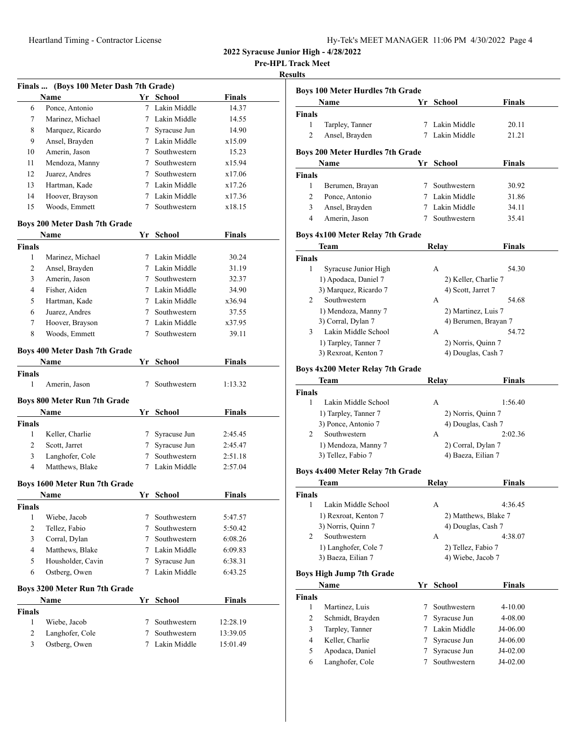**2022 Syracuse Junior High - 4/28/2022**

**Pre-HPL Track Meet**

**Results**

### Finals ... (Boys 100 Meter Dash 7th Grade)

| | Name | Yr | School | Finals |
|---|---|---|---|---|
| 6 | Ponce, Antonio | 7 | Lakin Middle | 14.37 |
| 7 | Marinez, Michael | 7 | Lakin Middle | 14.55 |
| 8 | Marquez, Ricardo | 7 | Syracuse Jun | 14.90 |
| 9 | Ansel, Brayden | 7 | Lakin Middle | x15.09 |
| 10 | Amerin, Jason | 7 | Southwestern | 15.23 |
| 11 | Mendoza, Manny | 7 | Southwestern | x15.94 |
| 12 | Juarez, Andres | 7 | Southwestern | x17.06 |
| 13 | Hartman, Kade | 7 | Lakin Middle | x17.26 |
| 14 | Hoover, Brayson | 7 | Lakin Middle | x17.36 |
| 15 | Woods, Emmett | 7 | Southwestern | x18.15 |

### Boys 200 Meter Dash 7th Grade

| | Name | Yr | School | Finals |
|---|---|---|---|---|
| **Finals** | | | | |
| 1 | Marinez, Michael | 7 | Lakin Middle | 30.24 |
| 2 | Ansel, Brayden | 7 | Lakin Middle | 31.19 |
| 3 | Amerin, Jason | 7 | Southwestern | 32.37 |
| 4 | Fisher, Aiden | 7 | Lakin Middle | 34.90 |
| 5 | Hartman, Kade | 7 | Lakin Middle | x36.94 |
| 6 | Juarez, Andres | 7 | Southwestern | 37.55 |
| 7 | Hoover, Brayson | 7 | Lakin Middle | x37.95 |
| 8 | Woods, Emmett | 7 | Southwestern | 39.11 |

### Boys 400 Meter Dash 7th Grade

| | Name | Yr | School | Finals |
|---|---|---|---|---|
| **Finals** | | | | |
| 1 | Amerin, Jason | 7 | Southwestern | 1:13.32 |

### Boys 800 Meter Run 7th Grade

| | Name | Yr | School | Finals |
|---|---|---|---|---|
| **Finals** | | | | |
| 1 | Keller, Charlie | 7 | Syracuse Jun | 2:45.45 |
| 2 | Scott, Jarret | 7 | Syracuse Jun | 2:45.47 |
| 3 | Langhofer, Cole | 7 | Southwestern | 2:51.18 |
| 4 | Matthews, Blake | 7 | Lakin Middle | 2:57.04 |

### Boys 1600 Meter Run 7th Grade

| | Name | Yr | School | Finals |
|---|---|---|---|---|
| **Finals** | | | | |
| 1 | Wiebe, Jacob | 7 | Southwestern | 5:47.57 |
| 2 | Tellez, Fabio | 7 | Southwestern | 5:50.42 |
| 3 | Corral, Dylan | 7 | Southwestern | 6:08.26 |
| 4 | Matthews, Blake | 7 | Lakin Middle | 6:09.83 |
| 5 | Housholder, Cavin | 7 | Syracuse Jun | 6:38.31 |
| 6 | Ostberg, Owen | 7 | Lakin Middle | 6:43.25 |

### Boys 3200 Meter Run 7th Grade

| | Name | Yr | School | Finals |
|---|---|---|---|---|
| **Finals** | | | | |
| 1 | Wiebe, Jacob | 7 | Southwestern | 12:28.19 |
| 2 | Langhofer, Cole | 7 | Southwestern | 13:39.05 |
| 3 | Ostberg, Owen | 7 | Lakin Middle | 15:01.49 |

### Boys 100 Meter Hurdles 7th Grade

| | Name | Yr | School | Finals |
|---|---|---|---|---|
| **Finals** | | | | |
| 1 | Tarpley, Tanner | 7 | Lakin Middle | 20.11 |
| 2 | Ansel, Brayden | 7 | Lakin Middle | 21.21 |

### Boys 200 Meter Hurdles 7th Grade

| | Name | Yr | School | Finals |
|---|---|---|---|---|
| **Finals** | | | | |
| 1 | Berumen, Brayan | 7 | Southwestern | 30.92 |
| 2 | Ponce, Antonio | 7 | Lakin Middle | 31.86 |
| 3 | Ansel, Brayden | 7 | Lakin Middle | 34.11 |
| 4 | Amerin, Jason | 7 | Southwestern | 35.41 |

### Boys 4x100 Meter Relay 7th Grade

| | Team | Relay | Finals |
|---|---|---|---|
| **Finals** | | | |
| 1 | Syracuse Junior High | A | 54.30 |
| | 1) Apodaca, Daniel 7 | 2) Keller, Charlie 7 | |
| | 3) Marquez, Ricardo 7 | 4) Scott, Jarret 7 | |
| 2 | Southwestern | A | 54.68 |
| | 1) Mendoza, Manny 7 | 2) Martinez, Luis 7 | |
| | 3) Corral, Dylan 7 | 4) Berumen, Brayan 7 | |
| 3 | Lakin Middle School | A | 54.72 |
| | 1) Tarpley, Tanner 7 | 2) Norris, Quinn 7 | |
| | 3) Rexroat, Kenton 7 | 4) Douglas, Cash 7 | |

### Boys 4x200 Meter Relay 7th Grade

| | Team | Relay | Finals |
|---|---|---|---|
| **Finals** | | | |
| 1 | Lakin Middle School | A | 1:56.40 |
| | 1) Tarpley, Tanner 7 | 2) Norris, Quinn 7 | |
| | 3) Ponce, Antonio 7 | 4) Douglas, Cash 7 | |
| 2 | Southwestern | A | 2:02.36 |
| | 1) Mendoza, Manny 7 | 2) Corral, Dylan 7 | |
| | 3) Tellez, Fabio 7 | 4) Baeza, Eilian 7 | |

### Boys 4x400 Meter Relay 7th Grade

| | Team | Relay | Finals |
|---|---|---|---|
| **Finals** | | | |
| 1 | Lakin Middle School | A | 4:36.45 |
| | 1) Rexroat, Kenton 7 | 2) Matthews, Blake 7 | |
| | 3) Norris, Quinn 7 | 4) Douglas, Cash 7 | |
| 2 | Southwestern | A | 4:38.07 |
| | 1) Langhofer, Cole 7 | 2) Tellez, Fabio 7 | |
| | 3) Baeza, Eilian 7 | 4) Wiebe, Jacob 7 | |

### Boys High Jump 7th Grade

| | Name | Yr | School | Finals |
|---|---|---|---|---|
| **Finals** | | | | |
| 1 | Martinez, Luis | 7 | Southwestern | 4-10.00 |
| 2 | Schmidt, Brayden | 7 | Syracuse Jun | 4-08.00 |
| 3 | Tarpley, Tanner | 7 | Lakin Middle | J4-06.00 |
| 4 | Keller, Charlie | 7 | Syracuse Jun | J4-06.00 |
| 5 | Apodaca, Daniel | 7 | Syracuse Jun | J4-02.00 |
| 6 | Langhofer, Cole | 7 | Southwestern | J4-02.00 |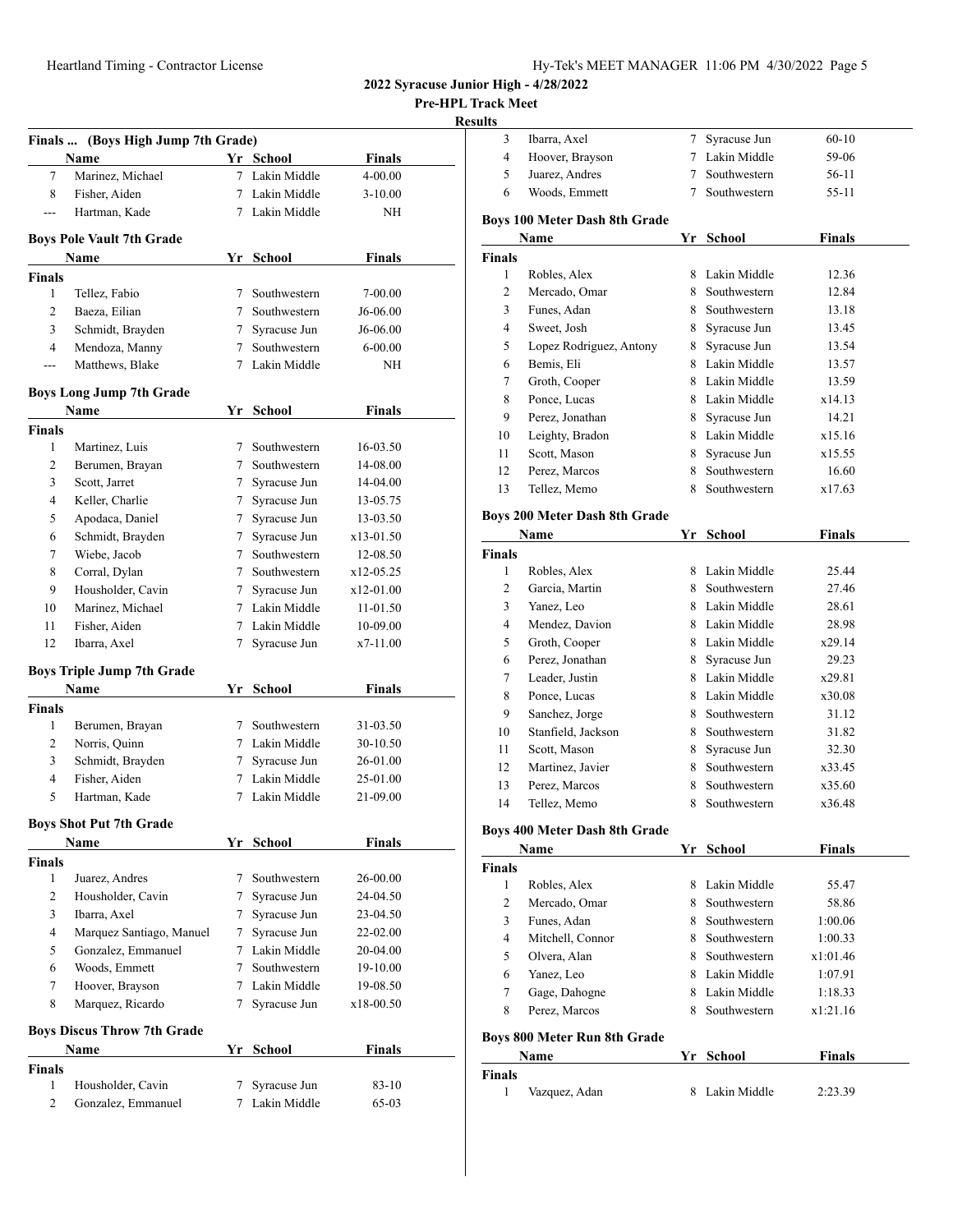**2022 Syracuse Junior High - 4/28/2022**

**Pre-HPL Track Meet**

**Results**

### Finals ... (Boys High Jump 7th Grade)

| | Name | Yr | School | Finals |
|---|---|---|---|---|
| 7 | Marinez, Michael | 7 | Lakin Middle | 4-00.00 |
| 8 | Fisher, Aiden | 7 | Lakin Middle | 3-10.00 |
| --- | Hartman, Kade | 7 | Lakin Middle | NH |

### Boys Pole Vault 7th Grade

| | Name | Yr | School | Finals |
|---|---|---|---|---|
| **Finals** | | | | |
| 1 | Tellez, Fabio | 7 | Southwestern | 7-00.00 |
| 2 | Baeza, Eilian | 7 | Southwestern | J6-06.00 |
| 3 | Schmidt, Brayden | 7 | Syracuse Jun | J6-06.00 |
| 4 | Mendoza, Manny | 7 | Southwestern | 6-00.00 |
| --- | Matthews, Blake | 7 | Lakin Middle | NH |

### Boys Long Jump 7th Grade

| | Name | Yr | School | Finals |
|---|---|---|---|---|
| **Finals** | | | | |
| 1 | Martinez, Luis | 7 | Southwestern | 16-03.50 |
| 2 | Berumen, Brayan | 7 | Southwestern | 14-08.00 |
| 3 | Scott, Jarret | 7 | Syracuse Jun | 14-04.00 |
| 4 | Keller, Charlie | 7 | Syracuse Jun | 13-05.75 |
| 5 | Apodaca, Daniel | 7 | Syracuse Jun | 13-03.50 |
| 6 | Schmidt, Brayden | 7 | Syracuse Jun | x13-01.50 |
| 7 | Wiebe, Jacob | 7 | Southwestern | 12-08.50 |
| 8 | Corral, Dylan | 7 | Southwestern | x12-05.25 |
| 9 | Housholder, Cavin | 7 | Syracuse Jun | x12-01.00 |
| 10 | Marinez, Michael | 7 | Lakin Middle | 11-01.50 |
| 11 | Fisher, Aiden | 7 | Lakin Middle | 10-09.00 |
| 12 | Ibarra, Axel | 7 | Syracuse Jun | x7-11.00 |

### Boys Triple Jump 7th Grade

| | Name | Yr | School | Finals |
|---|---|---|---|---|
| **Finals** | | | | |
| 1 | Berumen, Brayan | 7 | Southwestern | 31-03.50 |
| 2 | Norris, Quinn | 7 | Lakin Middle | 30-10.50 |
| 3 | Schmidt, Brayden | 7 | Syracuse Jun | 26-01.00 |
| 4 | Fisher, Aiden | 7 | Lakin Middle | 25-01.00 |
| 5 | Hartman, Kade | 7 | Lakin Middle | 21-09.00 |

### Boys Shot Put 7th Grade

| | Name | Yr | School | Finals |
|---|---|---|---|---|
| **Finals** | | | | |
| 1 | Juarez, Andres | 7 | Southwestern | 26-00.00 |
| 2 | Housholder, Cavin | 7 | Syracuse Jun | 24-04.50 |
| 3 | Ibarra, Axel | 7 | Syracuse Jun | 23-04.50 |
| 4 | Marquez Santiago, Manuel | 7 | Syracuse Jun | 22-02.00 |
| 5 | Gonzalez, Emmanuel | 7 | Lakin Middle | 20-04.00 |
| 6 | Woods, Emmett | 7 | Southwestern | 19-10.00 |
| 7 | Hoover, Brayson | 7 | Lakin Middle | 19-08.50 |
| 8 | Marquez, Ricardo | 7 | Syracuse Jun | x18-00.50 |

### Boys Discus Throw 7th Grade

| | Name | Yr | School | Finals |
|---|---|---|---|---|
| **Finals** | | | | |
| 1 | Housholder, Cavin | 7 | Syracuse Jun | 83-10 |
| 2 | Gonzalez, Emmanuel | 7 | Lakin Middle | 65-03 |
| 3 | Ibarra, Axel | 7 | Syracuse Jun | 60-10 |
| 4 | Hoover, Brayson | 7 | Lakin Middle | 59-06 |
| 5 | Juarez, Andres | 7 | Southwestern | 56-11 |
| 6 | Woods, Emmett | 7 | Southwestern | 55-11 |

### Boys 100 Meter Dash 8th Grade

| | Name | Yr | School | Finals |
|---|---|---|---|---|
| **Finals** | | | | |
| 1 | Robles, Alex | 8 | Lakin Middle | 12.36 |
| 2 | Mercado, Omar | 8 | Southwestern | 12.84 |
| 3 | Funes, Adan | 8 | Southwestern | 13.18 |
| 4 | Sweet, Josh | 8 | Syracuse Jun | 13.45 |
| 5 | Lopez Rodriguez, Antony | 8 | Syracuse Jun | 13.54 |
| 6 | Bemis, Eli | 8 | Lakin Middle | 13.57 |
| 7 | Groth, Cooper | 8 | Lakin Middle | 13.59 |
| 8 | Ponce, Lucas | 8 | Lakin Middle | x14.13 |
| 9 | Perez, Jonathan | 8 | Syracuse Jun | 14.21 |
| 10 | Leighty, Bradon | 8 | Lakin Middle | x15.16 |
| 11 | Scott, Mason | 8 | Syracuse Jun | x15.55 |
| 12 | Perez, Marcos | 8 | Southwestern | 16.60 |
| 13 | Tellez, Memo | 8 | Southwestern | x17.63 |

### Boys 200 Meter Dash 8th Grade

| | Name | Yr | School | Finals |
|---|---|---|---|---|
| **Finals** | | | | |
| 1 | Robles, Alex | 8 | Lakin Middle | 25.44 |
| 2 | Garcia, Martin | 8 | Southwestern | 27.46 |
| 3 | Yanez, Leo | 8 | Lakin Middle | 28.61 |
| 4 | Mendez, Davion | 8 | Lakin Middle | 28.98 |
| 5 | Groth, Cooper | 8 | Lakin Middle | x29.14 |
| 6 | Perez, Jonathan | 8 | Syracuse Jun | 29.23 |
| 7 | Leader, Justin | 8 | Lakin Middle | x29.81 |
| 8 | Ponce, Lucas | 8 | Lakin Middle | x30.08 |
| 9 | Sanchez, Jorge | 8 | Southwestern | 31.12 |
| 10 | Stanfield, Jackson | 8 | Southwestern | 31.82 |
| 11 | Scott, Mason | 8 | Syracuse Jun | 32.30 |
| 12 | Martinez, Javier | 8 | Southwestern | x33.45 |
| 13 | Perez, Marcos | 8 | Southwestern | x35.60 |
| 14 | Tellez, Memo | 8 | Southwestern | x36.48 |

### Boys 400 Meter Dash 8th Grade

| | Name | Yr | School | Finals |
|---|---|---|---|---|
| **Finals** | | | | |
| 1 | Robles, Alex | 8 | Lakin Middle | 55.47 |
| 2 | Mercado, Omar | 8 | Southwestern | 58.86 |
| 3 | Funes, Adan | 8 | Southwestern | 1:00.06 |
| 4 | Mitchell, Connor | 8 | Southwestern | 1:00.33 |
| 5 | Olvera, Alan | 8 | Southwestern | x1:01.46 |
| 6 | Yanez, Leo | 8 | Lakin Middle | 1:07.91 |
| 7 | Gage, Dahogne | 8 | Lakin Middle | 1:18.33 |
| 8 | Perez, Marcos | 8 | Southwestern | x1:21.16 |

### Boys 800 Meter Run 8th Grade

| | Name | Yr | School | Finals |
|---|---|---|---|---|
| **Finals** | | | | |
| 1 | Vazquez, Adan | 8 | Lakin Middle | 2:23.39 |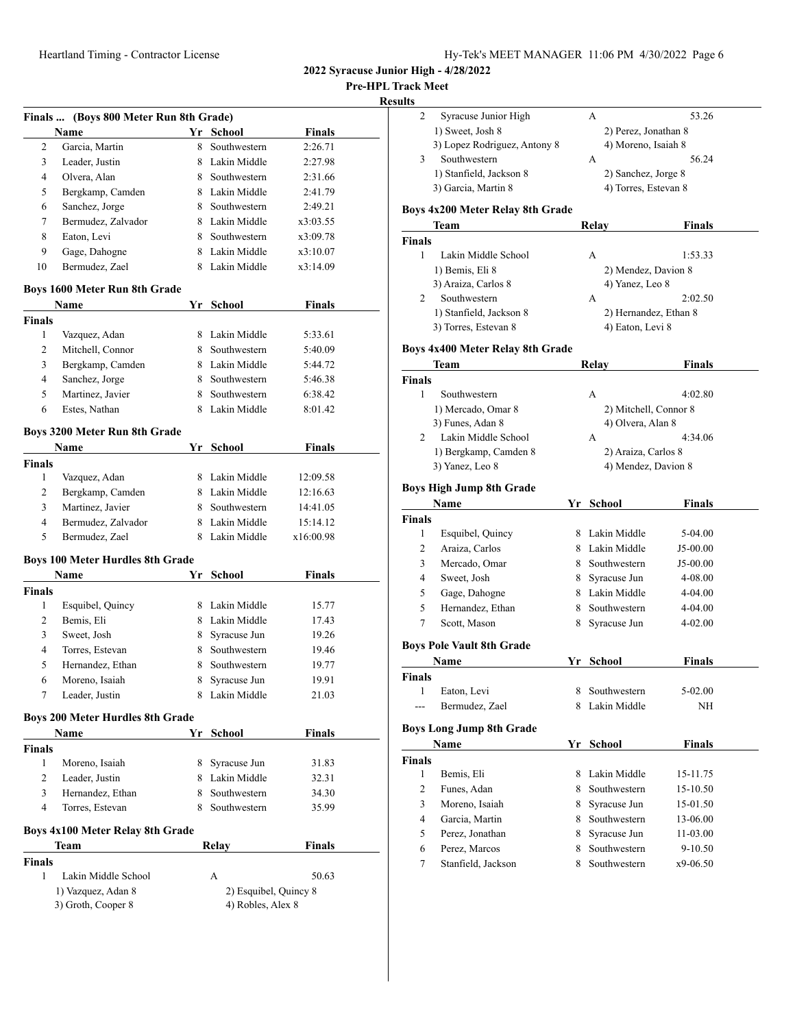**2022 Syracuse Junior High - 4/28/2022**

**Pre-HPL Track Meet**

**Results**

### Finals ... (Boys 800 Meter Run 8th Grade)

| | Name | Yr | School | Finals |
|---|---|---|---|---|
| 2 | Garcia, Martin | 8 | Southwestern | 2:26.71 |
| 3 | Leader, Justin | 8 | Lakin Middle | 2:27.98 |
| 4 | Olvera, Alan | 8 | Southwestern | 2:31.66 |
| 5 | Bergkamp, Camden | 8 | Lakin Middle | 2:41.79 |
| 6 | Sanchez, Jorge | 8 | Southwestern | 2:49.21 |
| 7 | Bermudez, Zalvador | 8 | Lakin Middle | x3:03.55 |
| 8 | Eaton, Levi | 8 | Southwestern | x3:09.78 |
| 9 | Gage, Dahogne | 8 | Lakin Middle | x3:10.07 |
| 10 | Bermudez, Zael | 8 | Lakin Middle | x3:14.09 |

### Boys 1600 Meter Run 8th Grade

| | Name | Yr | School | Finals |
|---|---|---|---|---|
| **Finals** | | | | |
| 1 | Vazquez, Adan | 8 | Lakin Middle | 5:33.61 |
| 2 | Mitchell, Connor | 8 | Southwestern | 5:40.09 |
| 3 | Bergkamp, Camden | 8 | Lakin Middle | 5:44.72 |
| 4 | Sanchez, Jorge | 8 | Southwestern | 5:46.38 |
| 5 | Martinez, Javier | 8 | Southwestern | 6:38.42 |
| 6 | Estes, Nathan | 8 | Lakin Middle | 8:01.42 |

### Boys 3200 Meter Run 8th Grade

| | Name | Yr | School | Finals |
|---|---|---|---|---|
| **Finals** | | | | |
| 1 | Vazquez, Adan | 8 | Lakin Middle | 12:09.58 |
| 2 | Bergkamp, Camden | 8 | Lakin Middle | 12:16.63 |
| 3 | Martinez, Javier | 8 | Southwestern | 14:41.05 |
| 4 | Bermudez, Zalvador | 8 | Lakin Middle | 15:14.12 |
| 5 | Bermudez, Zael | 8 | Lakin Middle | x16:00.98 |

### Boys 100 Meter Hurdles 8th Grade

| | Name | Yr | School | Finals |
|---|---|---|---|---|
| **Finals** | | | | |
| 1 | Esquibel, Quincy | 8 | Lakin Middle | 15.77 |
| 2 | Bemis, Eli | 8 | Lakin Middle | 17.43 |
| 3 | Sweet, Josh | 8 | Syracuse Jun | 19.26 |
| 4 | Torres, Estevan | 8 | Southwestern | 19.46 |
| 5 | Hernandez, Ethan | 8 | Southwestern | 19.77 |
| 6 | Moreno, Isaiah | 8 | Syracuse Jun | 19.91 |
| 7 | Leader, Justin | 8 | Lakin Middle | 21.03 |

### Boys 200 Meter Hurdles 8th Grade

| | Name | Yr | School | Finals |
|---|---|---|---|---|
| **Finals** | | | | |
| 1 | Moreno, Isaiah | 8 | Syracuse Jun | 31.83 |
| 2 | Leader, Justin | 8 | Lakin Middle | 32.31 |
| 3 | Hernandez, Ethan | 8 | Southwestern | 34.30 |
| 4 | Torres, Estevan | 8 | Southwestern | 35.99 |

### Boys 4x100 Meter Relay 8th Grade

| | Team | Relay | Finals |
|---|---|---|---|
| **Finals** | | | |
| 1 | Lakin Middle School | A | 50.63 |
| | 1) Vazquez, Adan 8; 2) Esquibel, Quincy 8; 3) Groth, Cooper 8; 4) Robles, Alex 8 | | |
| 2 | Syracuse Junior High | A | 53.26 |
| | 1) Sweet, Josh 8; 2) Perez, Jonathan 8; 3) Lopez Rodriguez, Antony 8; 4) Moreno, Isaiah 8 | | |
| 3 | Southwestern | A | 56.24 |
| | 1) Stanfield, Jackson 8; 2) Sanchez, Jorge 8; 3) Garcia, Martin 8; 4) Torres, Estevan 8 | | |

### Boys 4x200 Meter Relay 8th Grade

| | Team | Relay | Finals |
|---|---|---|---|
| **Finals** | | | |
| 1 | Lakin Middle School | A | 1:53.33 |
| | 1) Bemis, Eli 8; 2) Mendez, Davion 8; 3) Araiza, Carlos 8; 4) Yanez, Leo 8 | | |
| 2 | Southwestern | A | 2:02.50 |
| | 1) Stanfield, Jackson 8; 2) Hernandez, Ethan 8; 3) Torres, Estevan 8; 4) Eaton, Levi 8 | | |

### Boys 4x400 Meter Relay 8th Grade

| | Team | Relay | Finals |
|---|---|---|---|
| **Finals** | | | |
| 1 | Southwestern | A | 4:02.80 |
| | 1) Mercado, Omar 8; 2) Mitchell, Connor 8; 3) Funes, Adan 8; 4) Olvera, Alan 8 | | |
| 2 | Lakin Middle School | A | 4:34.06 |
| | 1) Bergkamp, Camden 8; 2) Araiza, Carlos 8; 3) Yanez, Leo 8; 4) Mendez, Davion 8 | | |

### Boys High Jump 8th Grade

| | Name | Yr | School | Finals |
|---|---|---|---|---|
| **Finals** | | | | |
| 1 | Esquibel, Quincy | 8 | Lakin Middle | 5-04.00 |
| 2 | Araiza, Carlos | 8 | Lakin Middle | J5-00.00 |
| 3 | Mercado, Omar | 8 | Southwestern | J5-00.00 |
| 4 | Sweet, Josh | 8 | Syracuse Jun | 4-08.00 |
| 5 | Gage, Dahogne | 8 | Lakin Middle | 4-04.00 |
| 5 | Hernandez, Ethan | 8 | Southwestern | 4-04.00 |
| 7 | Scott, Mason | 8 | Syracuse Jun | 4-02.00 |

### Boys Pole Vault 8th Grade

| | Name | Yr | School | Finals |
|---|---|---|---|---|
| **Finals** | | | | |
| 1 | Eaton, Levi | 8 | Southwestern | 5-02.00 |
| --- | Bermudez, Zael | 8 | Lakin Middle | NH |

### Boys Long Jump 8th Grade

| | Name | Yr | School | Finals |
|---|---|---|---|---|
| **Finals** | | | | |
| 1 | Bemis, Eli | 8 | Lakin Middle | 15-11.75 |
| 2 | Funes, Adan | 8 | Southwestern | 15-10.50 |
| 3 | Moreno, Isaiah | 8 | Syracuse Jun | 15-01.50 |
| 4 | Garcia, Martin | 8 | Southwestern | 13-06.00 |
| 5 | Perez, Jonathan | 8 | Syracuse Jun | 11-03.00 |
| 6 | Perez, Marcos | 8 | Southwestern | 9-10.50 |
| 7 | Stanfield, Jackson | 8 | Southwestern | x9-06.50 |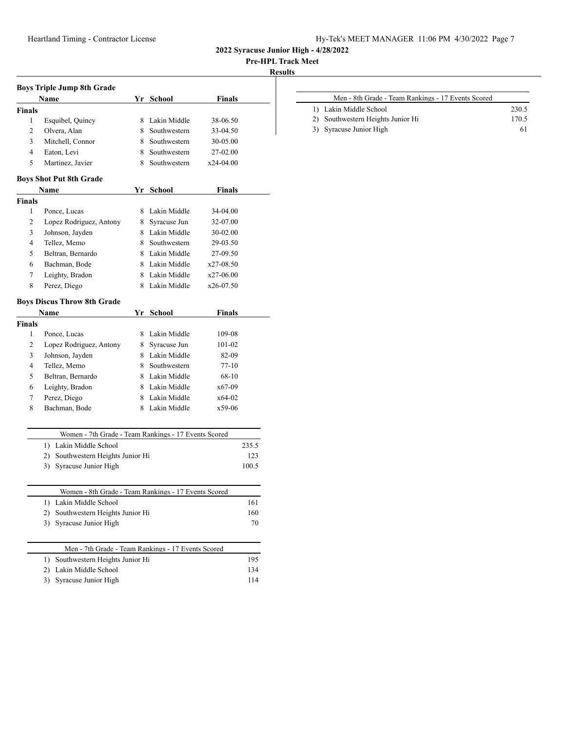## Boys Triple Jump 8th Grade

| | Name | Yr | School | Finals |
|---|---|---|---|---|
| **Finals** | | | | |
| 1 | Esquibel, Quincy | 8 | Lakin Middle | 38-06.50 |
| 2 | Olvera, Alan | 8 | Southwestern | 33-04.50 |
| 3 | Mitchell, Connor | 8 | Southwestern | 30-05.00 |
| 4 | Eaton, Levi | 8 | Southwestern | 27-02.00 |
| 5 | Martinez, Javier | 8 | Southwestern | x24-04.00 |

## Boys Shot Put 8th Grade

| | Name | Yr | School | Finals |
|---|---|---|---|---|
| **Finals** | | | | |
| 1 | Ponce, Lucas | 8 | Lakin Middle | 34-04.00 |
| 2 | Lopez Rodriguez, Antony | 8 | Syracuse Jun | 32-07.00 |
| 3 | Johnson, Jayden | 8 | Lakin Middle | 30-02.00 |
| 4 | Tellez, Memo | 8 | Southwestern | 29-03.50 |
| 5 | Beltran, Bernardo | 8 | Lakin Middle | 27-09.50 |
| 6 | Bachman, Bode | 8 | Lakin Middle | x27-08.50 |
| 7 | Leighty, Bradon | 8 | Lakin Middle | x27-06.00 |
| 8 | Perez, Diego | 8 | Lakin Middle | x26-07.50 |

## Boys Discus Throw 8th Grade

| | Name | Yr | School | Finals |
|---|---|---|---|---|
| **Finals** | | | | |
| 1 | Ponce, Lucas | 8 | Lakin Middle | 109-08 |
| 2 | Lopez Rodriguez, Antony | 8 | Syracuse Jun | 101-02 |
| 3 | Johnson, Jayden | 8 | Lakin Middle | 82-09 |
| 4 | Tellez, Memo | 8 | Southwestern | 77-10 |
| 5 | Beltran, Bernardo | 8 | Lakin Middle | 68-10 |
| 6 | Leighty, Bradon | 8 | Lakin Middle | x67-09 |
| 7 | Perez, Diego | 8 | Lakin Middle | x64-02 |
| 8 | Bachman, Bode | 8 | Lakin Middle | x59-06 |

| Women - 7th Grade - Team Rankings - 17 Events Scored | |
|---|---|
| 1) Lakin Middle School | 235.5 |
| 2) Southwestern Heights Junior Hi | 123 |
| 3) Syracuse Junior High | 100.5 |

| Women - 8th Grade - Team Rankings - 17 Events Scored | |
|---|---|
| 1) Lakin Middle School | 161 |
| 2) Southwestern Heights Junior Hi | 160 |
| 3) Syracuse Junior High | 70 |

| Men - 7th Grade - Team Rankings - 17 Events Scored | |
|---|---|
| 1) Southwestern Heights Junior Hi | 195 |
| 2) Lakin Middle School | 134 |
| 3) Syracuse Junior High | 114 |

| Men - 8th Grade - Team Rankings - 17 Events Scored | |
|---|---|
| 1) Lakin Middle School | 230.5 |
| 2) Southwestern Heights Junior Hi | 170.5 |
| 3) Syracuse Junior High | 61 |